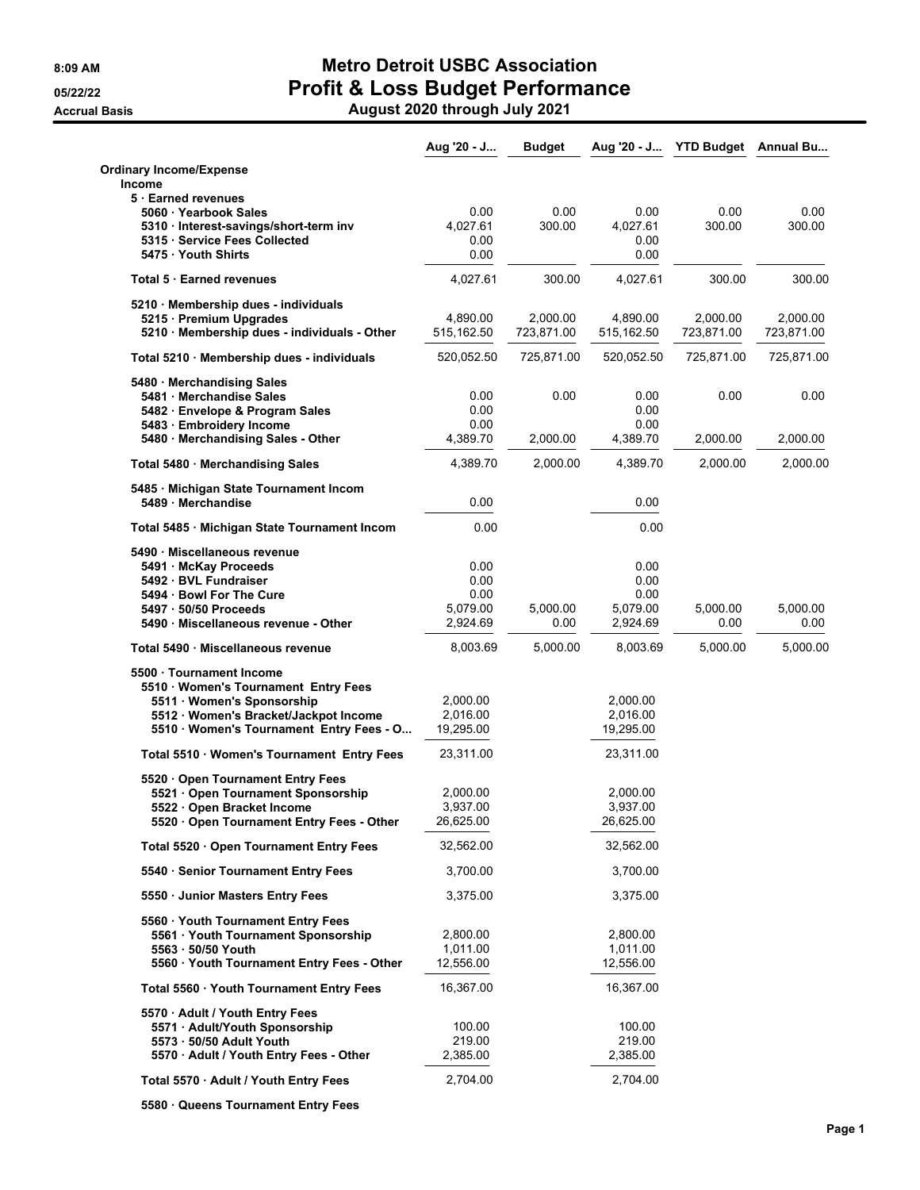# Metro Detroit USBC Association
## Profit & Loss Budget Performance
### August 2020 through July 2021

8:09 AM
05/22/22
Accrual Basis

| | Aug '20 - J... | Budget | Aug '20 - J... | YTD Budget | Annual Bu... |
|---|---|---|---|---|---|
| **Ordinary Income/Expense** | | | | | |
| **Income** | | | | | |
| **5 · Earned revenues** | | | | | |
| 5060 · Yearbook Sales | 0.00 | 0.00 | 0.00 | 0.00 | 0.00 |
| 5310 · Interest-savings/short-term inv | 4,027.61 | 300.00 | 4,027.61 | 300.00 | 300.00 |
| 5315 · Service Fees Collected | 0.00 | | 0.00 | | |
| 5475 · Youth Shirts | 0.00 | | 0.00 | | |
| **Total 5 · Earned revenues** | 4,027.61 | 300.00 | 4,027.61 | 300.00 | 300.00 |
| **5210 · Membership dues - individuals** | | | | | |
| 5215 · Premium Upgrades | 4,890.00 | 2,000.00 | 4,890.00 | 2,000.00 | 2,000.00 |
| 5210 · Membership dues - individuals - Other | 515,162.50 | 723,871.00 | 515,162.50 | 723,871.00 | 723,871.00 |
| **Total 5210 · Membership dues - individuals** | 520,052.50 | 725,871.00 | 520,052.50 | 725,871.00 | 725,871.00 |
| **5480 · Merchandising Sales** | | | | | |
| 5481 · Merchandise Sales | 0.00 | 0.00 | 0.00 | 0.00 | 0.00 |
| 5482 · Envelope & Program Sales | 0.00 | | 0.00 | | |
| 5483 · Embroidery Income | 0.00 | | 0.00 | | |
| 5480 · Merchandising Sales - Other | 4,389.70 | 2,000.00 | 4,389.70 | 2,000.00 | 2,000.00 |
| **Total 5480 · Merchandising Sales** | 4,389.70 | 2,000.00 | 4,389.70 | 2,000.00 | 2,000.00 |
| **5485 · Michigan State Tournament Incom** | | | | | |
| 5489 · Merchandise | 0.00 | | 0.00 | | |
| **Total 5485 · Michigan State Tournament Incom** | 0.00 | | 0.00 | | |
| **5490 · Miscellaneous revenue** | | | | | |
| 5491 · McKay Proceeds | 0.00 | | 0.00 | | |
| 5492 · BVL Fundraiser | 0.00 | | 0.00 | | |
| 5494 · Bowl For The Cure | 0.00 | | 0.00 | | |
| 5497 · 50/50 Proceeds | 5,079.00 | 5,000.00 | 5,079.00 | 5,000.00 | 5,000.00 |
| 5490 · Miscellaneous revenue - Other | 2,924.69 | 0.00 | 2,924.69 | 0.00 | 0.00 |
| **Total 5490 · Miscellaneous revenue** | 8,003.69 | 5,000.00 | 8,003.69 | 5,000.00 | 5,000.00 |
| **5500 · Tournament Income** | | | | | |
| 5510 · Women's Tournament Entry Fees | | | | | |
| 5511 · Women's Sponsorship | 2,000.00 | | 2,000.00 | | |
| 5512 · Women's Bracket/Jackpot Income | 2,016.00 | | 2,016.00 | | |
| 5510 · Women's Tournament Entry Fees - O... | 19,295.00 | | 19,295.00 | | |
| **Total 5510 · Women's Tournament Entry Fees** | 23,311.00 | | 23,311.00 | | |
| 5520 · Open Tournament Entry Fees | | | | | |
| 5521 · Open Tournament Sponsorship | 2,000.00 | | 2,000.00 | | |
| 5522 · Open Bracket Income | 3,937.00 | | 3,937.00 | | |
| 5520 · Open Tournament Entry Fees - Other | 26,625.00 | | 26,625.00 | | |
| **Total 5520 · Open Tournament Entry Fees** | 32,562.00 | | 32,562.00 | | |
| 5540 · Senior Tournament Entry Fees | 3,700.00 | | 3,700.00 | | |
| 5550 · Junior Masters Entry Fees | 3,375.00 | | 3,375.00 | | |
| 5560 · Youth Tournament Entry Fees | | | | | |
| 5561 · Youth Tournament Sponsorship | 2,800.00 | | 2,800.00 | | |
| 5563 · 50/50 Youth | 1,011.00 | | 1,011.00 | | |
| 5560 · Youth Tournament Entry Fees - Other | 12,556.00 | | 12,556.00 | | |
| **Total 5560 · Youth Tournament Entry Fees** | 16,367.00 | | 16,367.00 | | |
| 5570 · Adult / Youth Entry Fees | | | | | |
| 5571 · Adult/Youth Sponsorship | 100.00 | | 100.00 | | |
| 5573 · 50/50 Adult Youth | 219.00 | | 219.00 | | |
| 5570 · Adult / Youth Entry Fees - Other | 2,385.00 | | 2,385.00 | | |
| **Total 5570 · Adult / Youth Entry Fees** | 2,704.00 | | 2,704.00 | | |
| 5580 · Queens Tournament Entry Fees | | | | | |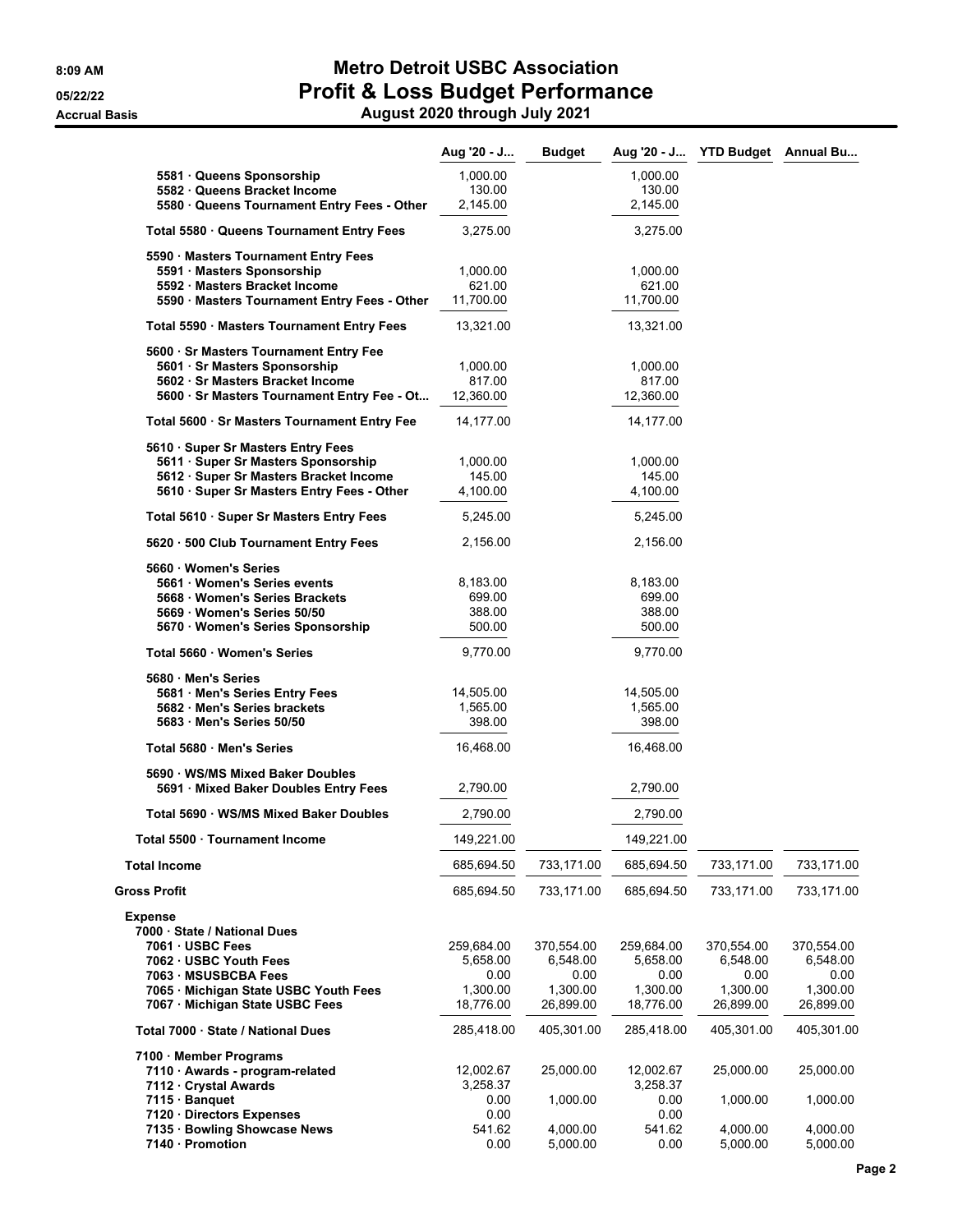# Metro Detroit USBC Association
## Profit & Loss Budget Performance
### August 2020 through July 2021

8:09 AM
05/22/22
Accrual Basis

| | Aug '20 - J... | Budget | Aug '20 - J... | YTD Budget | Annual Bu... |
|---|---|---|---|---|---|
| 5581 · Queens Sponsorship | 1,000.00 | | 1,000.00 | | |
| 5582 · Queens Bracket Income | 130.00 | | 130.00 | | |
| 5580 · Queens Tournament Entry Fees - Other | 2,145.00 | | 2,145.00 | | |
| Total 5580 · Queens Tournament Entry Fees | 3,275.00 | | 3,275.00 | | |
| 5590 · Masters Tournament Entry Fees | | | | | |
| 5591 · Masters Sponsorship | 1,000.00 | | 1,000.00 | | |
| 5592 · Masters Bracket Income | 621.00 | | 621.00 | | |
| 5590 · Masters Tournament Entry Fees - Other | 11,700.00 | | 11,700.00 | | |
| Total 5590 · Masters Tournament Entry Fees | 13,321.00 | | 13,321.00 | | |
| 5600 · Sr Masters Tournament Entry Fee | | | | | |
| 5601 · Sr Masters Sponsorship | 1,000.00 | | 1,000.00 | | |
| 5602 · Sr Masters Bracket Income | 817.00 | | 817.00 | | |
| 5600 · Sr Masters Tournament Entry Fee - Ot... | 12,360.00 | | 12,360.00 | | |
| Total 5600 · Sr Masters Tournament Entry Fee | 14,177.00 | | 14,177.00 | | |
| 5610 · Super Sr Masters Entry Fees | | | | | |
| 5611 · Super Sr Masters Sponsorship | 1,000.00 | | 1,000.00 | | |
| 5612 · Super Sr Masters Bracket Income | 145.00 | | 145.00 | | |
| 5610 · Super Sr Masters Entry Fees - Other | 4,100.00 | | 4,100.00 | | |
| Total 5610 · Super Sr Masters Entry Fees | 5,245.00 | | 5,245.00 | | |
| 5620 · 500 Club Tournament Entry Fees | 2,156.00 | | 2,156.00 | | |
| 5660 · Women's Series | | | | | |
| 5661 · Women's Series events | 8,183.00 | | 8,183.00 | | |
| 5668 · Women's Series Brackets | 699.00 | | 699.00 | | |
| 5669 · Women's Series 50/50 | 388.00 | | 388.00 | | |
| 5670 · Women's Series Sponsorship | 500.00 | | 500.00 | | |
| Total 5660 · Women's Series | 9,770.00 | | 9,770.00 | | |
| 5680 · Men's Series | | | | | |
| 5681 · Men's Series Entry Fees | 14,505.00 | | 14,505.00 | | |
| 5682 · Men's Series brackets | 1,565.00 | | 1,565.00 | | |
| 5683 · Men's Series 50/50 | 398.00 | | 398.00 | | |
| Total 5680 · Men's Series | 16,468.00 | | 16,468.00 | | |
| 5690 · WS/MS Mixed Baker Doubles | | | | | |
| 5691 · Mixed Baker Doubles Entry Fees | 2,790.00 | | 2,790.00 | | |
| Total 5690 · WS/MS Mixed Baker Doubles | 2,790.00 | | 2,790.00 | | |
| Total 5500 · Tournament Income | 149,221.00 | | 149,221.00 | | |
| Total Income | 685,694.50 | 733,171.00 | 685,694.50 | 733,171.00 | 733,171.00 |
| Gross Profit | 685,694.50 | 733,171.00 | 685,694.50 | 733,171.00 | 733,171.00 |
| Expense | | | | | |
| 7000 · State / National Dues | | | | | |
| 7061 · USBC Fees | 259,684.00 | 370,554.00 | 259,684.00 | 370,554.00 | 370,554.00 |
| 7062 · USBC Youth Fees | 5,658.00 | 6,548.00 | 5,658.00 | 6,548.00 | 6,548.00 |
| 7063 · MSUSBCBA Fees | 0.00 | 0.00 | 0.00 | 0.00 | 0.00 |
| 7065 · Michigan State USBC Youth Fees | 1,300.00 | 1,300.00 | 1,300.00 | 1,300.00 | 1,300.00 |
| 7067 · Michigan State USBC Fees | 18,776.00 | 26,899.00 | 18,776.00 | 26,899.00 | 26,899.00 |
| Total 7000 · State / National Dues | 285,418.00 | 405,301.00 | 285,418.00 | 405,301.00 | 405,301.00 |
| 7100 · Member Programs | | | | | |
| 7110 · Awards - program-related | 12,002.67 | 25,000.00 | 12,002.67 | 25,000.00 | 25,000.00 |
| 7112 · Crystal Awards | 3,258.37 | | 3,258.37 | | |
| 7115 · Banquet | 0.00 | 1,000.00 | 0.00 | 1,000.00 | 1,000.00 |
| 7120 · Directors Expenses | 0.00 | | 0.00 | | |
| 7135 · Bowling Showcase News | 541.62 | 4,000.00 | 541.62 | 4,000.00 | 4,000.00 |
| 7140 · Promotion | 0.00 | 5,000.00 | 0.00 | 5,000.00 | 5,000.00 |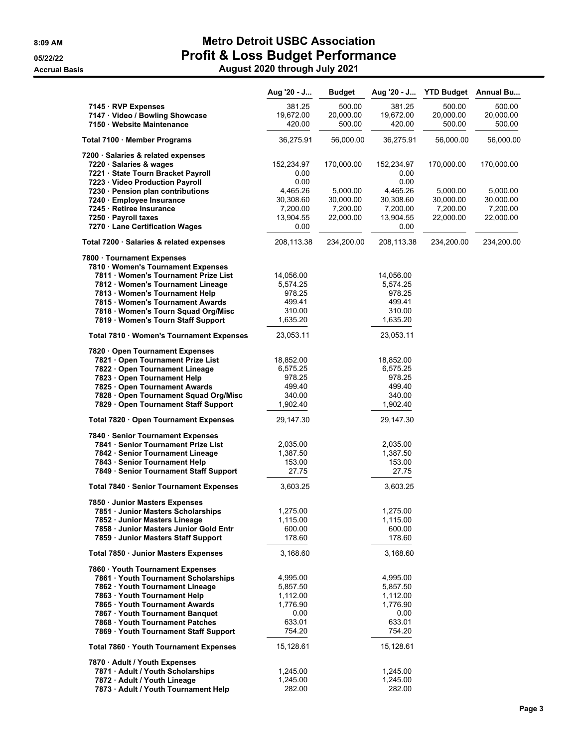# Metro Detroit USBC Association

## Profit & Loss Budget Performance

### August 2020 through July 2021

8:09 AM
05/22/22
Accrual Basis

| | Aug '20 - J... | Budget | Aug '20 - J... | YTD Budget | Annual Bu... |
|---|---|---|---|---|---|
| 7145 · RVP Expenses | 381.25 | 500.00 | 381.25 | 500.00 | 500.00 |
| 7147 · Video / Bowling Showcase | 19,672.00 | 20,000.00 | 19,672.00 | 20,000.00 | 20,000.00 |
| 7150 · Website Maintenance | 420.00 | 500.00 | 420.00 | 500.00 | 500.00 |
| **Total 7100 · Member Programs** | 36,275.91 | 56,000.00 | 36,275.91 | 56,000.00 | 56,000.00 |
| 7200 · Salaries & related expenses | | | | | |
| 7220 · Salaries & wages | 152,234.97 | 170,000.00 | 152,234.97 | 170,000.00 | 170,000.00 |
| 7221 · State Tourn Bracket Payroll | 0.00 | | 0.00 | | |
| 7223 · Video Production Payroll | 0.00 | | 0.00 | | |
| 7230 · Pension plan contributions | 4,465.26 | 5,000.00 | 4,465.26 | 5,000.00 | 5,000.00 |
| 7240 · Employee Insurance | 30,308.60 | 30,000.00 | 30,308.60 | 30,000.00 | 30,000.00 |
| 7245 · Retiree Insurance | 7,200.00 | 7,200.00 | 7,200.00 | 7,200.00 | 7,200.00 |
| 7250 · Payroll taxes | 13,904.55 | 22,000.00 | 13,904.55 | 22,000.00 | 22,000.00 |
| 7270 · Lane Certification Wages | 0.00 | | 0.00 | | |
| **Total 7200 · Salaries & related expenses** | 208,113.38 | 234,200.00 | 208,113.38 | 234,200.00 | 234,200.00 |
| 7800 · Tournament Expenses | | | | | |
| 7810 · Women's Tournament Expenses | | | | | |
| 7811 · Women's Tournament Prize List | 14,056.00 | | 14,056.00 | | |
| 7812 · Women's Tournament Lineage | 5,574.25 | | 5,574.25 | | |
| 7813 · Women's Tournament Help | 978.25 | | 978.25 | | |
| 7815 · Women's Tournament Awards | 499.41 | | 499.41 | | |
| 7818 · Women's Tourn Squad Org/Misc | 310.00 | | 310.00 | | |
| 7819 · Women's Tourn Staff Support | 1,635.20 | | 1,635.20 | | |
| **Total 7810 · Women's Tournament Expenses** | 23,053.11 | | 23,053.11 | | |
| 7820 · Open Tournament Expenses | | | | | |
| 7821 · Open Tournament Prize List | 18,852.00 | | 18,852.00 | | |
| 7822 · Open Tournament Lineage | 6,575.25 | | 6,575.25 | | |
| 7823 · Open Tournament Help | 978.25 | | 978.25 | | |
| 7825 · Open Tournament Awards | 499.40 | | 499.40 | | |
| 7828 · Open Tournament Squad Org/Misc | 340.00 | | 340.00 | | |
| 7829 · Open Tournament Staff Support | 1,902.40 | | 1,902.40 | | |
| **Total 7820 · Open Tournament Expenses** | 29,147.30 | | 29,147.30 | | |
| 7840 · Senior Tournament Expenses | | | | | |
| 7841 · Senior Tournament Prize List | 2,035.00 | | 2,035.00 | | |
| 7842 · Senior Tournament Lineage | 1,387.50 | | 1,387.50 | | |
| 7843 · Senior Tournament Help | 153.00 | | 153.00 | | |
| 7849 · Senior Tournament Staff Support | 27.75 | | 27.75 | | |
| **Total 7840 · Senior Tournament Expenses** | 3,603.25 | | 3,603.25 | | |
| 7850 · Junior Masters Expenses | | | | | |
| 7851 · Junior Masters Scholarships | 1,275.00 | | 1,275.00 | | |
| 7852 · Junior Masters Lineage | 1,115.00 | | 1,115.00 | | |
| 7858 · Junior Masters Junior Gold Entr | 600.00 | | 600.00 | | |
| 7859 · Junior Masters Staff Support | 178.60 | | 178.60 | | |
| **Total 7850 · Junior Masters Expenses** | 3,168.60 | | 3,168.60 | | |
| 7860 · Youth Tournament Expenses | | | | | |
| 7861 · Youth Tournament Scholarships | 4,995.00 | | 4,995.00 | | |
| 7862 · Youth Tournament Lineage | 5,857.50 | | 5,857.50 | | |
| 7863 · Youth Tournament Help | 1,112.00 | | 1,112.00 | | |
| 7865 · Youth Tournament Awards | 1,776.90 | | 1,776.90 | | |
| 7867 · Youth Tournament Banquet | 0.00 | | 0.00 | | |
| 7868 · Youth Tournament Patches | 633.01 | | 633.01 | | |
| 7869 · Youth Tournament Staff Support | 754.20 | | 754.20 | | |
| **Total 7860 · Youth Tournament Expenses** | 15,128.61 | | 15,128.61 | | |
| 7870 · Adult / Youth Expenses | | | | | |
| 7871 · Adult / Youth Scholarships | 1,245.00 | | 1,245.00 | | |
| 7872 · Adult / Youth Lineage | 1,245.00 | | 1,245.00 | | |
| 7873 · Adult / Youth Tournament Help | 282.00 | | 282.00 | | |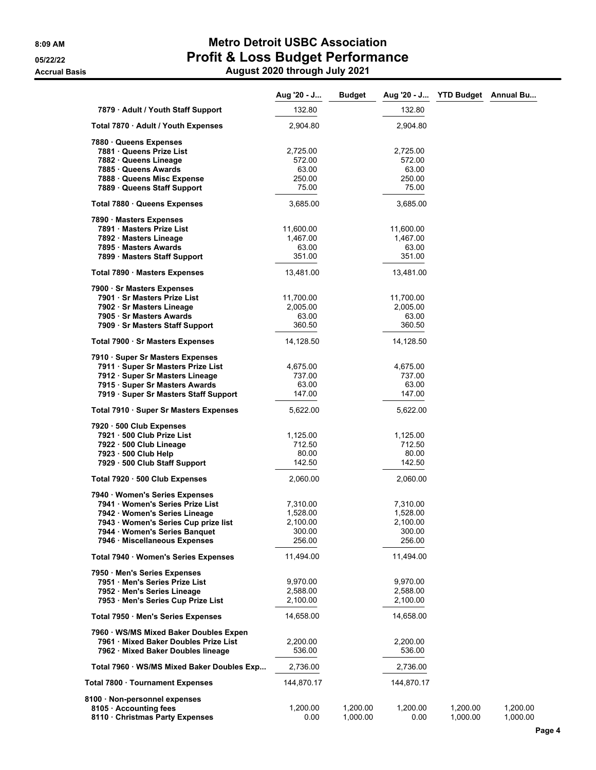# Metro Detroit USBC Association

## Profit & Loss Budget Performance

### August 2020 through July 2021

Accrual Basis

| | Aug '20 - J... | Budget | Aug '20 - J... | YTD Budget | Annual Bu... |
|---|---|---|---|---|---|
| 7879 · Adult / Youth Staff Support | 132.80 | | 132.80 | | |
| Total 7870 · Adult / Youth Expenses | 2,904.80 | | 2,904.80 | | |
| 7880 · Queens Expenses | | | | | |
| 7881 · Queens Prize List | 2,725.00 | | 2,725.00 | | |
| 7882 · Queens Lineage | 572.00 | | 572.00 | | |
| 7885 · Queens Awards | 63.00 | | 63.00 | | |
| 7888 · Queens Misc Expense | 250.00 | | 250.00 | | |
| 7889 · Queens Staff Support | 75.00 | | 75.00 | | |
| Total 7880 · Queens Expenses | 3,685.00 | | 3,685.00 | | |
| 7890 · Masters Expenses | | | | | |
| 7891 · Masters Prize List | 11,600.00 | | 11,600.00 | | |
| 7892 · Masters Lineage | 1,467.00 | | 1,467.00 | | |
| 7895 · Masters Awards | 63.00 | | 63.00 | | |
| 7899 · Masters Staff Support | 351.00 | | 351.00 | | |
| Total 7890 · Masters Expenses | 13,481.00 | | 13,481.00 | | |
| 7900 · Sr Masters Expenses | | | | | |
| 7901 · Sr Masters Prize List | 11,700.00 | | 11,700.00 | | |
| 7902 · Sr Masters Lineage | 2,005.00 | | 2,005.00 | | |
| 7905 · Sr Masters Awards | 63.00 | | 63.00 | | |
| 7909 · Sr Masters Staff Support | 360.50 | | 360.50 | | |
| Total 7900 · Sr Masters Expenses | 14,128.50 | | 14,128.50 | | |
| 7910 · Super Sr Masters Expenses | | | | | |
| 7911 · Super Sr Masters Prize List | 4,675.00 | | 4,675.00 | | |
| 7912 · Super Sr Masters Lineage | 737.00 | | 737.00 | | |
| 7915 · Super Sr Masters Awards | 63.00 | | 63.00 | | |
| 7919 · Super Sr Masters Staff Support | 147.00 | | 147.00 | | |
| Total 7910 · Super Sr Masters Expenses | 5,622.00 | | 5,622.00 | | |
| 7920 · 500 Club Expenses | | | | | |
| 7921 · 500 Club Prize List | 1,125.00 | | 1,125.00 | | |
| 7922 · 500 Club Lineage | 712.50 | | 712.50 | | |
| 7923 · 500 Club Help | 80.00 | | 80.00 | | |
| 7929 · 500 Club Staff Support | 142.50 | | 142.50 | | |
| Total 7920 · 500 Club Expenses | 2,060.00 | | 2,060.00 | | |
| 7940 · Women's Series Expenses | | | | | |
| 7941 · Women's Series Prize List | 7,310.00 | | 7,310.00 | | |
| 7942 · Women's Series Lineage | 1,528.00 | | 1,528.00 | | |
| 7943 · Women's Series Cup prize list | 2,100.00 | | 2,100.00 | | |
| 7944 · Women's Series Banquet | 300.00 | | 300.00 | | |
| 7946 · Miscellaneous Expenses | 256.00 | | 256.00 | | |
| Total 7940 · Women's Series Expenses | 11,494.00 | | 11,494.00 | | |
| 7950 · Men's Series Expenses | | | | | |
| 7951 · Men's Series Prize List | 9,970.00 | | 9,970.00 | | |
| 7952 · Men's Series Lineage | 2,588.00 | | 2,588.00 | | |
| 7953 · Men's Series Cup Prize List | 2,100.00 | | 2,100.00 | | |
| Total 7950 · Men's Series Expenses | 14,658.00 | | 14,658.00 | | |
| 7960 · WS/MS Mixed Baker Doubles Expen | | | | | |
| 7961 · Mixed Baker Doubles Prize List | 2,200.00 | | 2,200.00 | | |
| 7962 · Mixed Baker Doubles lineage | 536.00 | | 536.00 | | |
| Total 7960 · WS/MS Mixed Baker Doubles Exp... | 2,736.00 | | 2,736.00 | | |
| Total 7800 · Tournament Expenses | 144,870.17 | | 144,870.17 | | |
| 8100 · Non-personnel expenses | | | | | |
| 8105 · Accounting fees | 1,200.00 | 1,200.00 | 1,200.00 | 1,200.00 | 1,200.00 |
| 8110 · Christmas Party Expenses | 0.00 | 1,000.00 | 0.00 | 1,000.00 | 1,000.00 |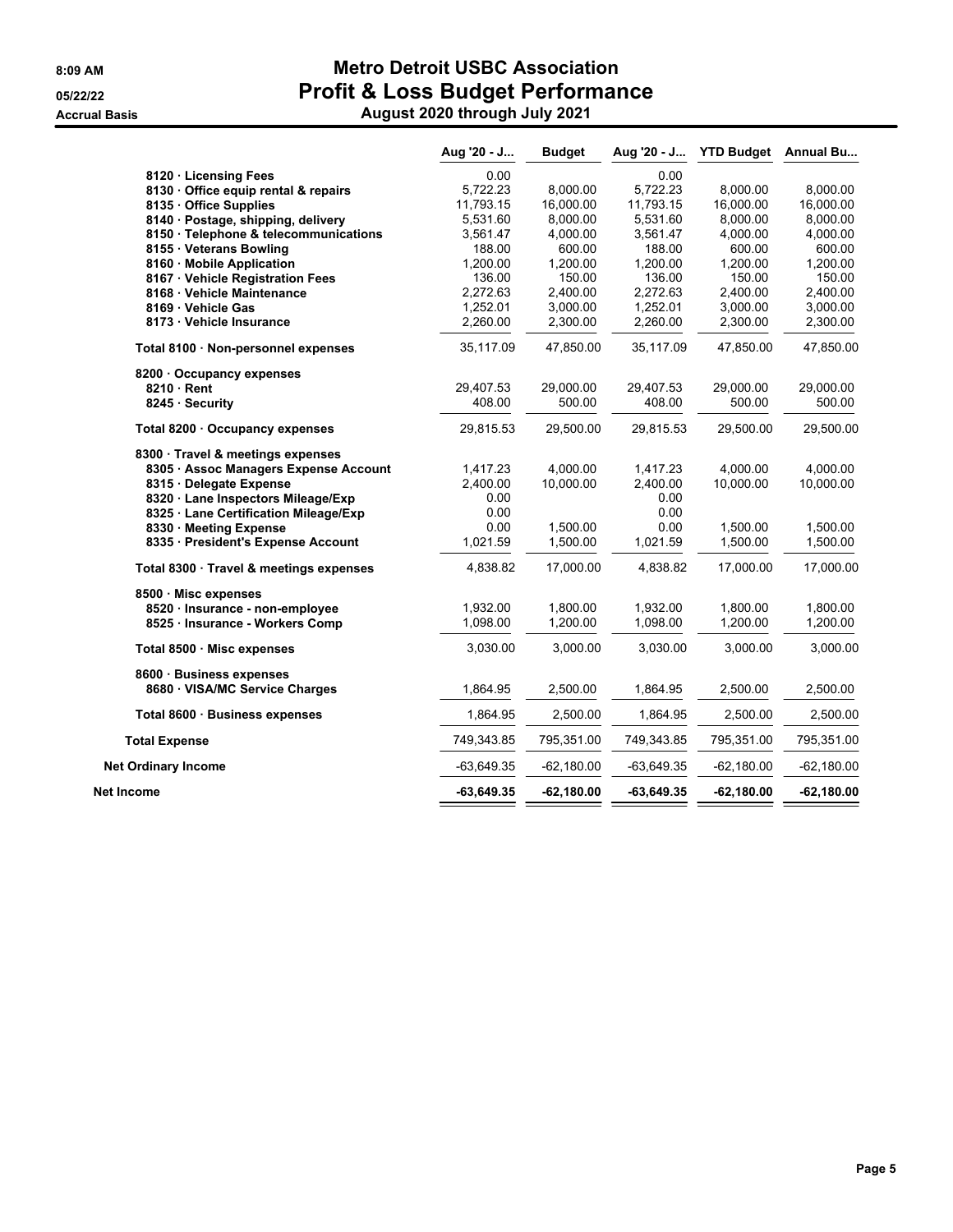# Metro Detroit USBC Association

## Profit & Loss Budget Performance

### August 2020 through July 2021

8:09 AM
05/22/22
Accrual Basis

| | Aug '20 - J... | Budget | Aug '20 - J... | YTD Budget | Annual Bu... |
|---|---|---|---|---|---|
| 8120 · Licensing Fees | 0.00 | | 0.00 | | |
| 8130 · Office equip rental & repairs | 5,722.23 | 8,000.00 | 5,722.23 | 8,000.00 | 8,000.00 |
| 8135 · Office Supplies | 11,793.15 | 16,000.00 | 11,793.15 | 16,000.00 | 16,000.00 |
| 8140 · Postage, shipping, delivery | 5,531.60 | 8,000.00 | 5,531.60 | 8,000.00 | 8,000.00 |
| 8150 · Telephone & telecommunications | 3,561.47 | 4,000.00 | 3,561.47 | 4,000.00 | 4,000.00 |
| 8155 · Veterans Bowling | 188.00 | 600.00 | 188.00 | 600.00 | 600.00 |
| 8160 · Mobile Application | 1,200.00 | 1,200.00 | 1,200.00 | 1,200.00 | 1,200.00 |
| 8167 · Vehicle Registration Fees | 136.00 | 150.00 | 136.00 | 150.00 | 150.00 |
| 8168 · Vehicle Maintenance | 2,272.63 | 2,400.00 | 2,272.63 | 2,400.00 | 2,400.00 |
| 8169 · Vehicle Gas | 1,252.01 | 3,000.00 | 1,252.01 | 3,000.00 | 3,000.00 |
| 8173 · Vehicle Insurance | 2,260.00 | 2,300.00 | 2,260.00 | 2,300.00 | 2,300.00 |
| Total 8100 · Non-personnel expenses | 35,117.09 | 47,850.00 | 35,117.09 | 47,850.00 | 47,850.00 |
| 8200 · Occupancy expenses | | | | | |
| 8210 · Rent | 29,407.53 | 29,000.00 | 29,407.53 | 29,000.00 | 29,000.00 |
| 8245 · Security | 408.00 | 500.00 | 408.00 | 500.00 | 500.00 |
| Total 8200 · Occupancy expenses | 29,815.53 | 29,500.00 | 29,815.53 | 29,500.00 | 29,500.00 |
| 8300 · Travel & meetings expenses | | | | | |
| 8305 · Assoc Managers Expense Account | 1,417.23 | 4,000.00 | 1,417.23 | 4,000.00 | 4,000.00 |
| 8315 · Delegate Expense | 2,400.00 | 10,000.00 | 2,400.00 | 10,000.00 | 10,000.00 |
| 8320 · Lane Inspectors Mileage/Exp | 0.00 | | 0.00 | | |
| 8325 · Lane Certification Mileage/Exp | 0.00 | | 0.00 | | |
| 8330 · Meeting Expense | 0.00 | 1,500.00 | 0.00 | 1,500.00 | 1,500.00 |
| 8335 · President's Expense Account | 1,021.59 | 1,500.00 | 1,021.59 | 1,500.00 | 1,500.00 |
| Total 8300 · Travel & meetings expenses | 4,838.82 | 17,000.00 | 4,838.82 | 17,000.00 | 17,000.00 |
| 8500 · Misc expenses | | | | | |
| 8520 · Insurance - non-employee | 1,932.00 | 1,800.00 | 1,932.00 | 1,800.00 | 1,800.00 |
| 8525 · Insurance - Workers Comp | 1,098.00 | 1,200.00 | 1,098.00 | 1,200.00 | 1,200.00 |
| Total 8500 · Misc expenses | 3,030.00 | 3,000.00 | 3,030.00 | 3,000.00 | 3,000.00 |
| 8600 · Business expenses | | | | | |
| 8680 · VISA/MC Service Charges | 1,864.95 | 2,500.00 | 1,864.95 | 2,500.00 | 2,500.00 |
| Total 8600 · Business expenses | 1,864.95 | 2,500.00 | 1,864.95 | 2,500.00 | 2,500.00 |
| Total Expense | 749,343.85 | 795,351.00 | 749,343.85 | 795,351.00 | 795,351.00 |
| Net Ordinary Income | -63,649.35 | -62,180.00 | -63,649.35 | -62,180.00 | -62,180.00 |
| **Net Income** | **-63,649.35** | **-62,180.00** | **-63,649.35** | **-62,180.00** | **-62,180.00** |